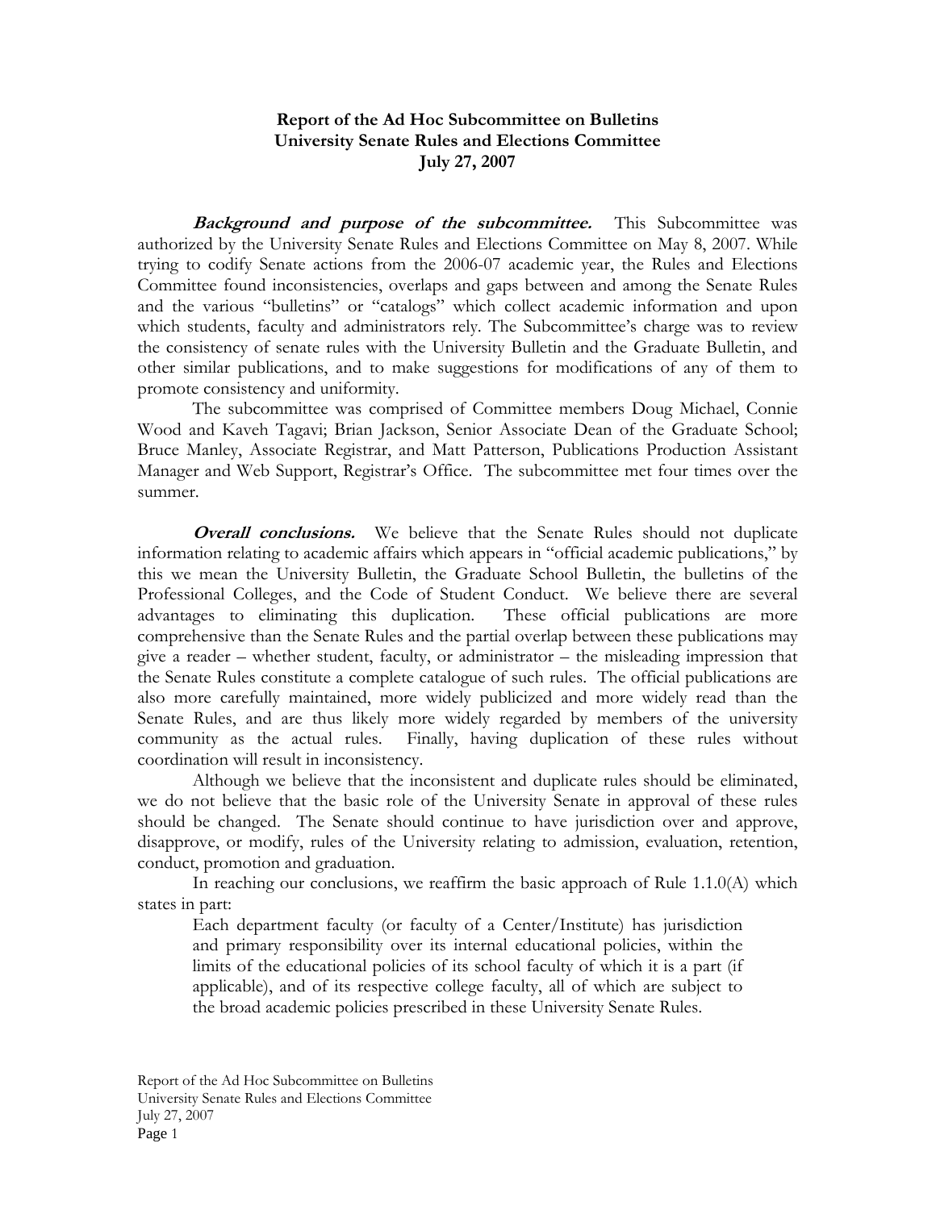**Report of the Ad Hoc Subcommittee on Bulletins**
**University Senate Rules and Elections Committee**
**July 27, 2007**

***Background and purpose of the subcommittee.*** This Subcommittee was authorized by the University Senate Rules and Elections Committee on May 8, 2007. While trying to codify Senate actions from the 2006-07 academic year, the Rules and Elections Committee found inconsistencies, overlaps and gaps between and among the Senate Rules and the various "bulletins" or "catalogs" which collect academic information and upon which students, faculty and administrators rely. The Subcommittee's charge was to review the consistency of senate rules with the University Bulletin and the Graduate Bulletin, and other similar publications, and to make suggestions for modifications of any of them to promote consistency and uniformity.

The subcommittee was comprised of Committee members Doug Michael, Connie Wood and Kaveh Tagavi; Brian Jackson, Senior Associate Dean of the Graduate School; Bruce Manley, Associate Registrar, and Matt Patterson, Publications Production Assistant Manager and Web Support, Registrar's Office. The subcommittee met four times over the summer.

***Overall conclusions.*** We believe that the Senate Rules should not duplicate information relating to academic affairs which appears in "official academic publications," by this we mean the University Bulletin, the Graduate School Bulletin, the bulletins of the Professional Colleges, and the Code of Student Conduct. We believe there are several advantages to eliminating this duplication. These official publications are more comprehensive than the Senate Rules and the partial overlap between these publications may give a reader – whether student, faculty, or administrator – the misleading impression that the Senate Rules constitute a complete catalogue of such rules. The official publications are also more carefully maintained, more widely publicized and more widely read than the Senate Rules, and are thus likely more widely regarded by members of the university community as the actual rules. Finally, having duplication of these rules without coordination will result in inconsistency.

Although we believe that the inconsistent and duplicate rules should be eliminated, we do not believe that the basic role of the University Senate in approval of these rules should be changed. The Senate should continue to have jurisdiction over and approve, disapprove, or modify, rules of the University relating to admission, evaluation, retention, conduct, promotion and graduation.

In reaching our conclusions, we reaffirm the basic approach of Rule 1.1.0(A) which states in part:

> Each department faculty (or faculty of a Center/Institute) has jurisdiction and primary responsibility over its internal educational policies, within the limits of the educational policies of its school faculty of which it is a part (if applicable), and of its respective college faculty, all of which are subject to the broad academic policies prescribed in these University Senate Rules.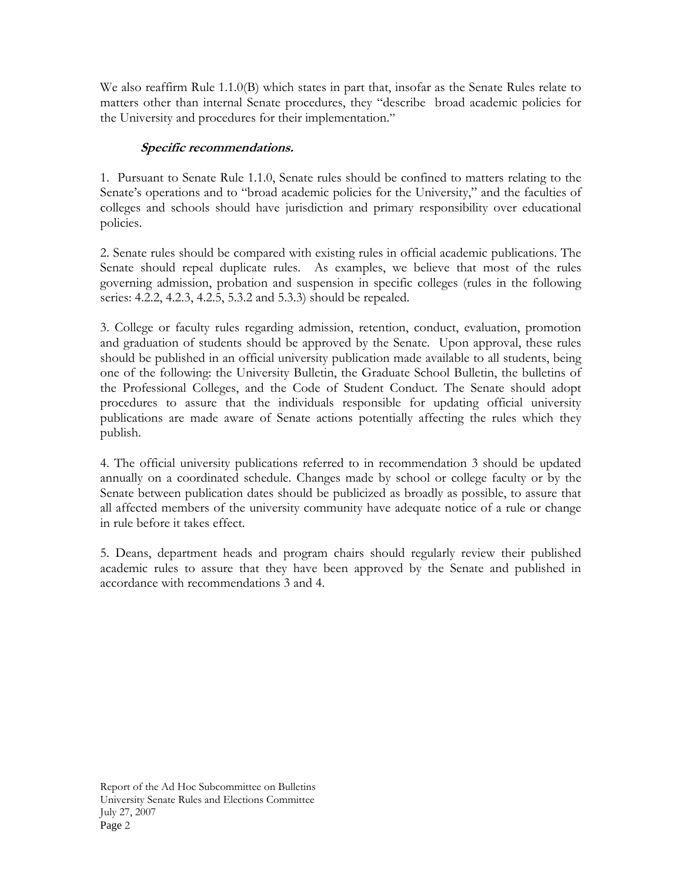We also reaffirm Rule 1.1.0(B) which states in part that, insofar as the Senate Rules relate to matters other than internal Senate procedures, they "describe broad academic policies for the University and procedures for their implementation."

***Specific recommendations.***

1. Pursuant to Senate Rule 1.1.0, Senate rules should be confined to matters relating to the Senate's operations and to "broad academic policies for the University," and the faculties of colleges and schools should have jurisdiction and primary responsibility over educational policies.

2. Senate rules should be compared with existing rules in official academic publications. The Senate should repeal duplicate rules. As examples, we believe that most of the rules governing admission, probation and suspension in specific colleges (rules in the following series: 4.2.2, 4.2.3, 4.2.5, 5.3.2 and 5.3.3) should be repealed.

3. College or faculty rules regarding admission, retention, conduct, evaluation, promotion and graduation of students should be approved by the Senate. Upon approval, these rules should be published in an official university publication made available to all students, being one of the following: the University Bulletin, the Graduate School Bulletin, the bulletins of the Professional Colleges, and the Code of Student Conduct. The Senate should adopt procedures to assure that the individuals responsible for updating official university publications are made aware of Senate actions potentially affecting the rules which they publish.

4. The official university publications referred to in recommendation 3 should be updated annually on a coordinated schedule. Changes made by school or college faculty or by the Senate between publication dates should be publicized as broadly as possible, to assure that all affected members of the university community have adequate notice of a rule or change in rule before it takes effect.

5. Deans, department heads and program chairs should regularly review their published academic rules to assure that they have been approved by the Senate and published in accordance with recommendations 3 and 4.